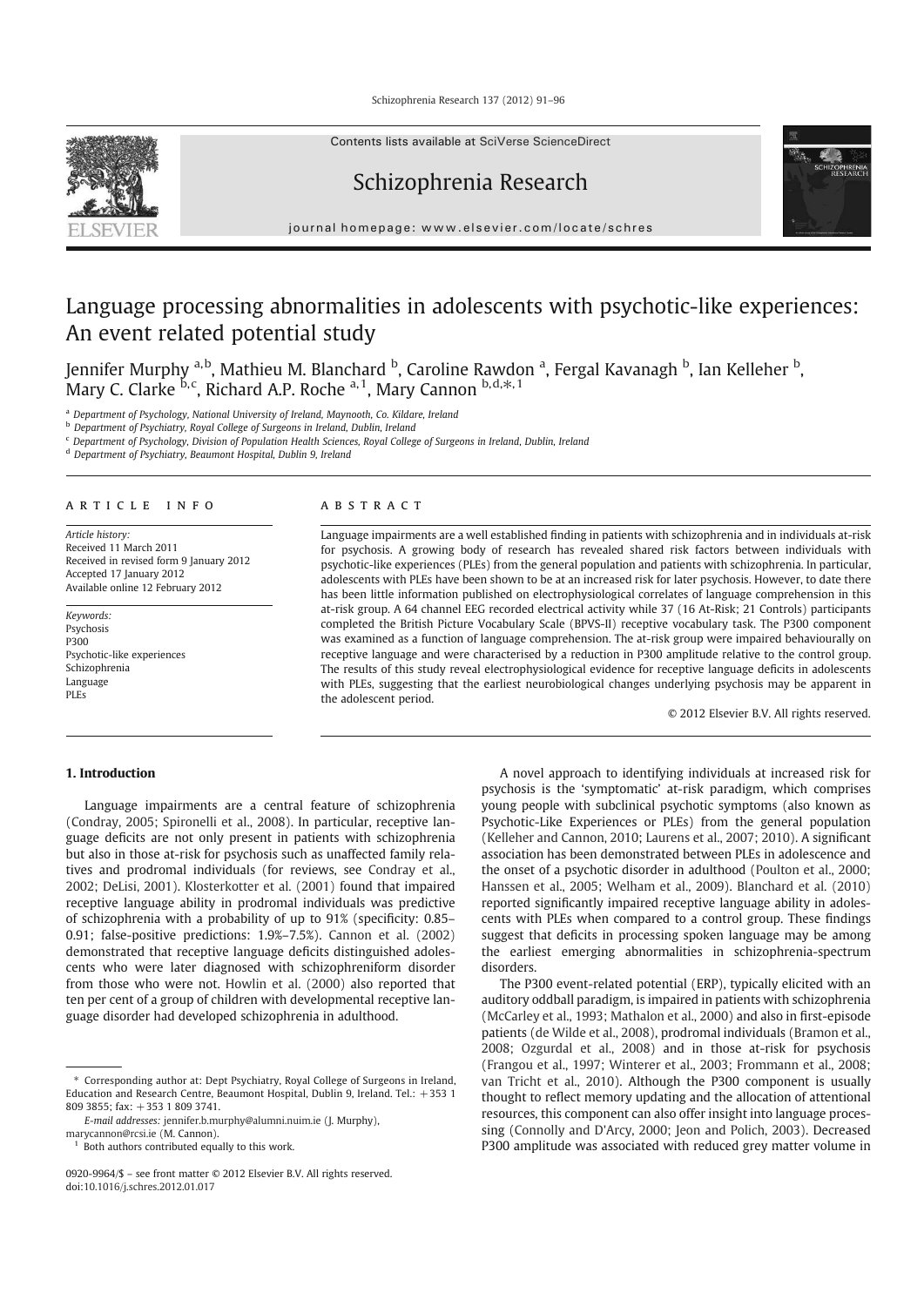# Language processing abnormalities in adolescents with psychotic-like experiences: An event related potential study

Jennifer Murphy [a,b], Mathieu M. Blanchard [b], Caroline Rawdon [a], Fergal Kavanagh [b], Ian Kelleher [b], Mary C. Clarke [b,c], Richard A.P. Roche [a,1], Mary Cannon [b,d,*,1]

[a] Department of Psychology, National University of Ireland, Maynooth, Co. Kildare, Ireland
[b] Department of Psychiatry, Royal College of Surgeons in Ireland, Dublin, Ireland
[c] Department of Psychology, Division of Population Health Sciences, Royal College of Surgeons in Ireland, Dublin, Ireland
[d] Department of Psychiatry, Beaumont Hospital, Dublin 9, Ireland

**ARTICLE INFO**

*Article history:*
Received 11 March 2011
Received in revised form 9 January 2012
Accepted 17 January 2012
Available online 12 February 2012

*Keywords:*
Psychosis
P300
Psychotic-like experiences
Schizophrenia
Language
PLEs

**ABSTRACT**

Language impairments are a well established finding in patients with schizophrenia and in individuals at-risk for psychosis. A growing body of research has revealed shared risk factors between individuals with psychotic-like experiences (PLEs) from the general population and patients with schizophrenia. In particular, adolescents with PLEs have been shown to be at an increased risk for later psychosis. However, to date there has been little information published on electrophysiological correlates of language comprehension in this at-risk group. A 64 channel EEG recorded electrical activity while 37 (16 At-Risk; 21 Controls) participants completed the British Picture Vocabulary Scale (BPVS-II) receptive vocabulary task. The P300 component was examined as a function of language comprehension. The at-risk group were impaired behaviourally on receptive language and were characterised by a reduction in P300 amplitude relative to the control group. The results of this study reveal electrophysiological evidence for receptive language deficits in adolescents with PLEs, suggesting that the earliest neurobiological changes underlying psychosis may be apparent in the adolescent period.

© 2012 Elsevier B.V. All rights reserved.

## 1. Introduction

Language impairments are a central feature of schizophrenia (Condray, 2005; Spironelli et al., 2008). In particular, receptive language deficits are not only present in patients with schizophrenia but also in those at-risk for psychosis such as unaffected family relatives and prodromal individuals (for reviews, see Condray et al., 2002; DeLisi, 2001). Klosterkotter et al. (2001) found that impaired receptive language ability in prodromal individuals was predictive of schizophrenia with a probability of up to 91% (specificity: 0.85–0.91; false-positive predictions: 1.9%–7.5%). Cannon et al. (2002) demonstrated that receptive language deficits distinguished adolescents who were later diagnosed with schizophreniform disorder from those who were not. Howlin et al. (2000) also reported that ten per cent of a group of children with developmental receptive language disorder had developed schizophrenia in adulthood.

A novel approach to identifying individuals at increased risk for psychosis is the 'symptomatic' at-risk paradigm, which comprises young people with subclinical psychotic symptoms (also known as Psychotic-Like Experiences or PLEs) from the general population (Kelleher and Cannon, 2010; Laurens et al., 2007; 2010). A significant association has been demonstrated between PLEs in adolescence and the onset of a psychotic disorder in adulthood (Poulton et al., 2000; Hanssen et al., 2005; Welham et al., 2009). Blanchard et al. (2010) reported significantly impaired receptive language ability in adolescents with PLEs when compared to a control group. These findings suggest that deficits in processing spoken language may be among the earliest emerging abnormalities in schizophrenia-spectrum disorders.

The P300 event-related potential (ERP), typically elicited with an auditory oddball paradigm, is impaired in patients with schizophrenia (McCarley et al., 1993; Mathalon et al., 2000) and also in first-episode patients (de Wilde et al., 2008), prodromal individuals (Bramon et al., 2008; Ozgurdal et al., 2008) and in those at-risk for psychosis (Frangou et al., 1997; Winterer et al., 2003; Frommann et al., 2008; van Tricht et al., 2010). Although the P300 component is usually thought to reflect memory updating and the allocation of attentional resources, this component can also offer insight into language processing (Connolly and D'Arcy, 2000; Jeon and Polich, 2003). Decreased P300 amplitude was associated with reduced grey matter volume in

---

\* Corresponding author at: Dept Psychiatry, Royal College of Surgeons in Ireland, Education and Research Centre, Beaumont Hospital, Dublin 9, Ireland. Tel.: +353 1 809 3855; fax: +353 1 809 3741.

*E-mail addresses:* jennifer.b.murphy@alumni.nuim.ie (J. Murphy), marycannon@rcsi.ie (M. Cannon).

[1] Both authors contributed equally to this work.

0920-9964/$ – see front matter © 2012 Elsevier B.V. All rights reserved.
doi:10.1016/j.schres.2012.01.017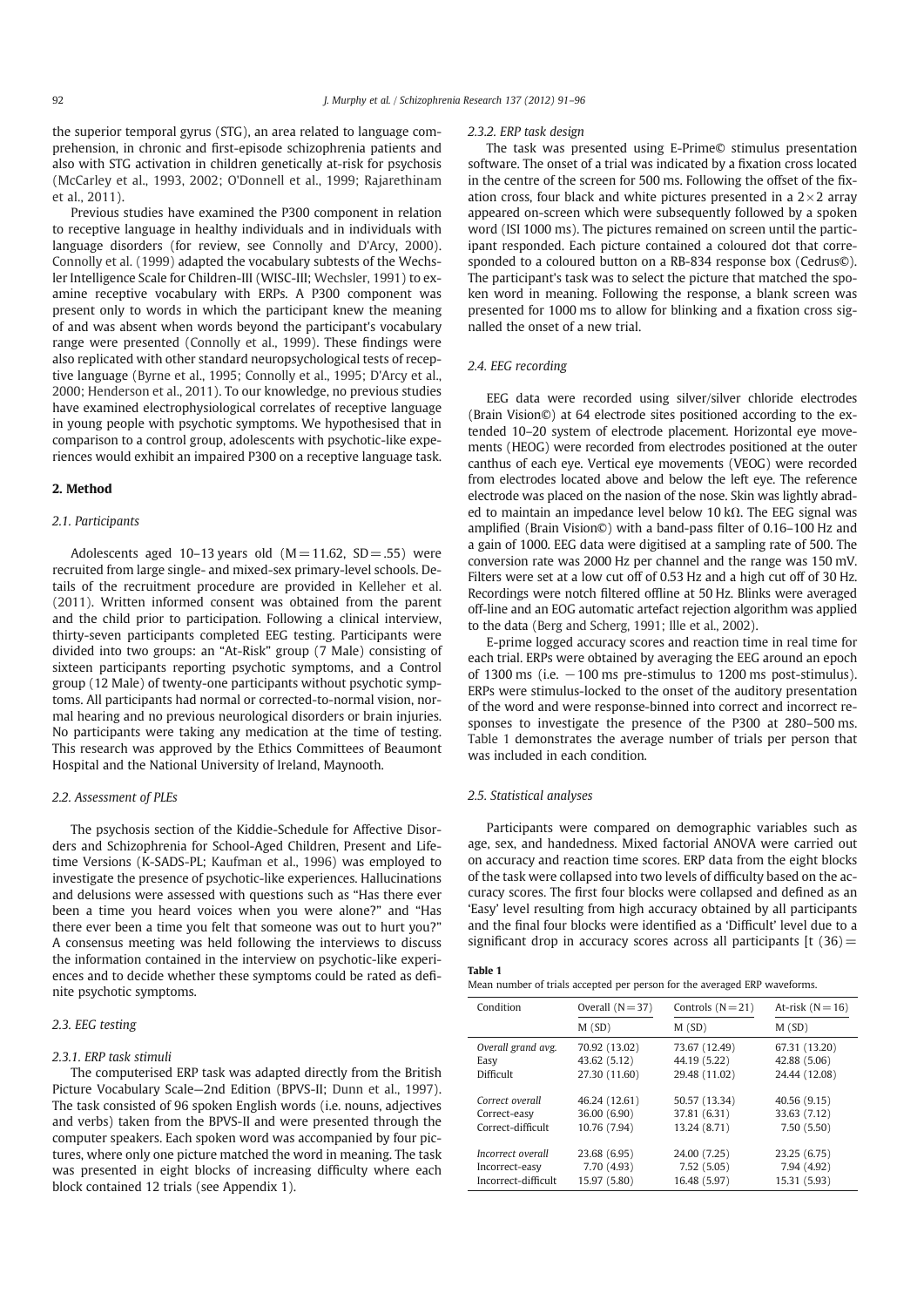the superior temporal gyrus (STG), an area related to language comprehension, in chronic and first-episode schizophrenia patients and also with STG activation in children genetically at-risk for psychosis (McCarley et al., 1993, 2002; O'Donnell et al., 1999; Rajarethinam et al., 2011).

Previous studies have examined the P300 component in relation to receptive language in healthy individuals and in individuals with language disorders (for review, see Connolly and D'Arcy, 2000). Connolly et al. (1999) adapted the vocabulary subtests of the Wechsler Intelligence Scale for Children-III (WISC-III; Wechsler, 1991) to examine receptive vocabulary with ERPs. A P300 component was present only to words in which the participant knew the meaning of and was absent when words beyond the participant's vocabulary range were presented (Connolly et al., 1999). These findings were also replicated with other standard neuropsychological tests of receptive language (Byrne et al., 1995; Connolly et al., 1995; D'Arcy et al., 2000; Henderson et al., 2011). To our knowledge, no previous studies have examined electrophysiological correlates of receptive language in young people with psychotic symptoms. We hypothesised that in comparison to a control group, adolescents with psychotic-like experiences would exhibit an impaired P300 on a receptive language task.

## 2. Method

### 2.1. Participants

Adolescents aged 10–13 years old ($M = 11.62$, $SD = .55$) were recruited from large single- and mixed-sex primary-level schools. Details of the recruitment procedure are provided in Kelleher et al. (2011). Written informed consent was obtained from the parent and the child prior to participation. Following a clinical interview, thirty-seven participants completed EEG testing. Participants were divided into two groups: an "At-Risk" group (7 Male) consisting of sixteen participants reporting psychotic symptoms, and a Control group (12 Male) of twenty-one participants without psychotic symptoms. All participants had normal or corrected-to-normal vision, normal hearing and no previous neurological disorders or brain injuries. No participants were taking any medication at the time of testing. This research was approved by the Ethics Committees of Beaumont Hospital and the National University of Ireland, Maynooth.

### 2.2. Assessment of PLEs

The psychosis section of the Kiddie-Schedule for Affective Disorders and Schizophrenia for School-Aged Children, Present and Lifetime Versions (K-SADS-PL; Kaufman et al., 1996) was employed to investigate the presence of psychotic-like experiences. Hallucinations and delusions were assessed with questions such as "Has there ever been a time you heard voices when you were alone?" and "Has there ever been a time you felt that someone was out to hurt you?" A consensus meeting was held following the interviews to discuss the information contained in the interview on psychotic-like experiences and to decide whether these symptoms could be rated as definite psychotic symptoms.

### 2.3. EEG testing

#### 2.3.1. ERP task stimuli

The computerised ERP task was adapted directly from the British Picture Vocabulary Scale—2nd Edition (BPVS-II; Dunn et al., 1997). The task consisted of 96 spoken English words (i.e. nouns, adjectives and verbs) taken from the BPVS-II and were presented through the computer speakers. Each spoken word was accompanied by four pictures, where only one picture matched the word in meaning. The task was presented in eight blocks of increasing difficulty where each block contained 12 trials (see Appendix 1).

#### 2.3.2. ERP task design

The task was presented using E-Prime© stimulus presentation software. The onset of a trial was indicated by a fixation cross located in the centre of the screen for 500 ms. Following the offset of the fixation cross, four black and white pictures presented in a $2 \times 2$ array appeared on-screen which were subsequently followed by a spoken word (ISI 1000 ms). The pictures remained on screen until the participant responded. Each picture contained a coloured dot that corresponded to a coloured button on a RB-834 response box (Cedrus©). The participant's task was to select the picture that matched the spoken word in meaning. Following the response, a blank screen was presented for 1000 ms to allow for blinking and a fixation cross signalled the onset of a new trial.

### 2.4. EEG recording

EEG data were recorded using silver/silver chloride electrodes (Brain Vision©) at 64 electrode sites positioned according to the extended 10–20 system of electrode placement. Horizontal eye movements (HEOG) were recorded from electrodes positioned at the outer canthus of each eye. Vertical eye movements (VEOG) were recorded from electrodes located above and below the left eye. The reference electrode was placed on the nasion of the nose. Skin was lightly abraded to maintain an impedance level below 10 kΩ. The EEG signal was amplified (Brain Vision©) with a band-pass filter of 0.16–100 Hz and a gain of 1000. EEG data were digitised at a sampling rate of 500. The conversion rate was 2000 Hz per channel and the range was 150 mV. Filters were set at a low cut off of 0.53 Hz and a high cut off of 30 Hz. Recordings were notch filtered offline at 50 Hz. Blinks were averaged off-line and an EOG automatic artefact rejection algorithm was applied to the data (Berg and Scherg, 1991; Ille et al., 2002).

E-prime logged accuracy scores and reaction time in real time for each trial. ERPs were obtained by averaging the EEG around an epoch of 1300 ms (i.e. −100 ms pre-stimulus to 1200 ms post-stimulus). ERPs were stimulus-locked to the onset of the auditory presentation of the word and were response-binned into correct and incorrect responses to investigate the presence of the P300 at 280–500 ms. Table 1 demonstrates the average number of trials per person that was included in each condition.

### 2.5. Statistical analyses

Participants were compared on demographic variables such as age, sex, and handedness. Mixed factorial ANOVA were carried out on accuracy and reaction time scores. ERP data from the eight blocks of the task were collapsed into two levels of difficulty based on the accuracy scores. The first four blocks were collapsed and defined as an 'Easy' level resulting from high accuracy obtained by all participants and the final four blocks were identified as a 'Difficult' level due to a significant drop in accuracy scores across all participants [$t\ (36) =$

**Table 1**
Mean number of trials accepted per person for the averaged ERP waveforms.

| Condition | Overall (N = 37) | Controls (N = 21) | At-risk (N = 16) |
|---|---|---|---|
| | M (SD) | M (SD) | M (SD) |
| *Overall grand avg.* | 70.92 (13.02) | 73.67 (12.49) | 67.31 (13.20) |
| Easy | 43.62 (5.12) | 44.19 (5.22) | 42.88 (5.06) |
| Difficult | 27.30 (11.60) | 29.48 (11.02) | 24.44 (12.08) |
| *Correct overall* | 46.24 (12.61) | 50.57 (13.34) | 40.56 (9.15) |
| Correct-easy | 36.00 (6.90) | 37.81 (6.31) | 33.63 (7.12) |
| Correct-difficult | 10.76 (7.94) | 13.24 (8.71) | 7.50 (5.50) |
| *Incorrect overall* | 23.68 (6.95) | 24.00 (7.25) | 23.25 (6.75) |
| Incorrect-easy | 7.70 (4.93) | 7.52 (5.05) | 7.94 (4.92) |
| Incorrect-difficult | 15.97 (5.80) | 16.48 (5.97) | 15.31 (5.93) |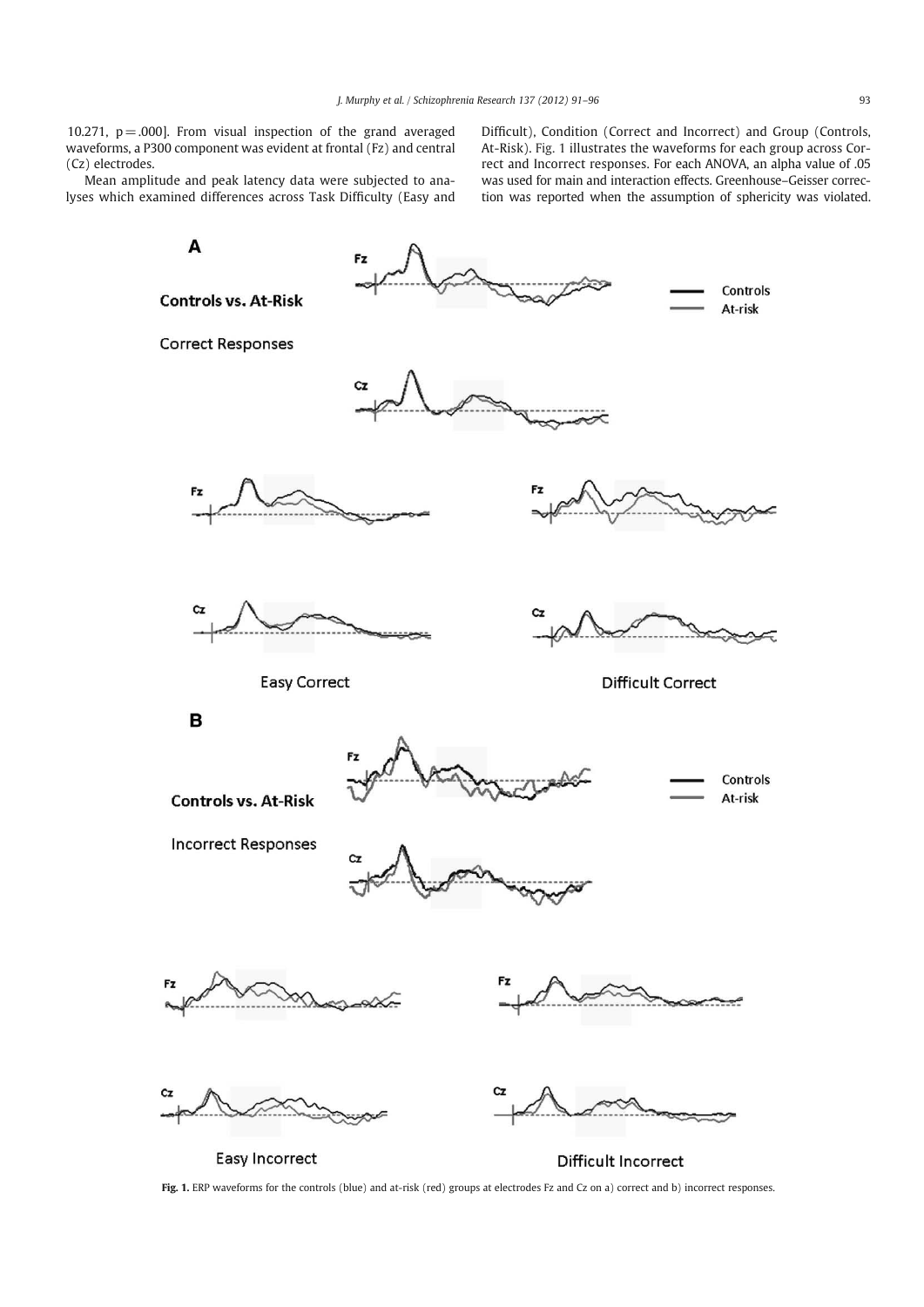10.271, p = .000]. From visual inspection of the grand averaged waveforms, a P300 component was evident at frontal (Fz) and central (Cz) electrodes.

Mean amplitude and peak latency data were subjected to analyses which examined differences across Task Difficulty (Easy and Difficult), Condition (Correct and Incorrect) and Group (Controls, At-Risk). Fig. 1 illustrates the waveforms for each group across Correct and Incorrect responses. For each ANOVA, an alpha value of .05 was used for main and interaction effects. Greenhouse–Geisser correction was reported when the assumption of sphericity was violated.

**Fig. 1.** ERP waveforms for the controls (blue) and at-risk (red) groups at electrodes Fz and Cz on a) correct and b) incorrect responses.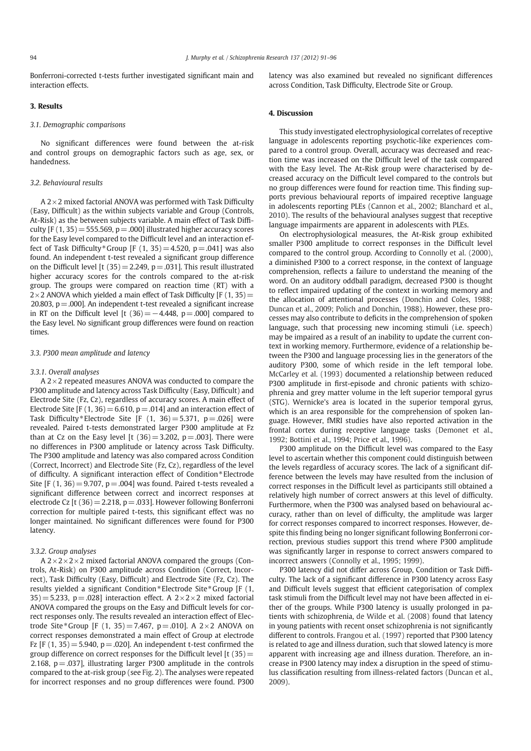Bonferroni-corrected t-tests further investigated significant main and interaction effects.

## 3. Results

### 3.1. Demographic comparisons

No significant differences were found between the at-risk and control groups on demographic factors such as age, sex, or handedness.

### 3.2. Behavioural results

A 2×2 mixed factorial ANOVA was performed with Task Difficulty (Easy, Difficult) as the within subjects variable and Group (Controls, At-Risk) as the between subjects variable. A main effect of Task Difficulty [$F(1, 35) = 555.569$, $p = .000$] illustrated higher accuracy scores for the Easy level compared to the Difficult level and an interaction effect of Task Difficulty*Group [$F(1, 35) = 4.520$, $p = .041$] was also found. An independent t-test revealed a significant group difference on the Difficult level [$t(35) = 2.249$, $p = .031$]. This result illustrated higher accuracy scores for the controls compared to the at-risk group. The groups were compared on reaction time (RT) with a 2×2 ANOVA which yielded a main effect of Task Difficulty [$F(1, 35) = 20.803$, $p = .000$]. An independent t-test revealed a significant increase in RT on the Difficult level [$t(36) = -4.448$, $p = .000$] compared to the Easy level. No significant group differences were found on reaction times.

### 3.3. P300 mean amplitude and latency

#### 3.3.1. Overall analyses

A 2×2 repeated measures ANOVA was conducted to compare the P300 amplitude and latency across Task Difficulty (Easy, Difficult) and Electrode Site (Fz, Cz), regardless of accuracy scores. A main effect of Electrode Site [$F(1, 36) = 6.610$, $p = .014$] and an interaction effect of Task Difficulty*Electrode Site [$F(1, 36) = 5.371$, $p = .026$] were revealed. Paired t-tests demonstrated larger P300 amplitude at Fz than at Cz on the Easy level [$t(36) = 3.202$, $p = .003$]. There were no differences in P300 amplitude or latency across Task Difficulty. The P300 amplitude and latency was also compared across Condition (Correct, Incorrect) and Electrode Site (Fz, Cz), regardless of the level of difficulty. A significant interaction effect of Condition*Electrode Site [$F(1, 36) = 9.707$, $p = .004$] was found. Paired t-tests revealed a significant difference between correct and incorrect responses at electrode Cz [$t(36) = 2.218$, $p = .033$]. However following Bonferroni correction for multiple paired t-tests, this significant effect was no longer maintained. No significant differences were found for P300 latency.

#### 3.3.2. Group analyses

A 2×2×2×2 mixed factorial ANOVA compared the groups (Controls, At-Risk) on P300 amplitude across Condition (Correct, Incorrect), Task Difficulty (Easy, Difficult) and Electrode Site (Fz, Cz). The results yielded a significant Condition*Electrode Site*Group [$F(1, 35) = 5.233$, $p = .028$] interaction effect. A 2×2×2 mixed factorial ANOVA compared the groups on the Easy and Difficult levels for correct responses only. The results revealed an interaction effect of Electrode Site*Group [$F(1, 35) = 7.467$, $p = .010$]. A 2×2 ANOVA on correct responses demonstrated a main effect of Group at electrode Fz [$F(1, 35) = 5.940$, $p = .020$]. An independent t-test confirmed the group difference on correct responses for the Difficult level [$t(35) = 2.168$, $p = .037$], illustrating larger P300 amplitude in the controls compared to the at-risk group (see Fig. 2). The analyses were repeated for incorrect responses and no group differences were found. P300 latency was also examined but revealed no significant differences across Condition, Task Difficulty, Electrode Site or Group.

## 4. Discussion

This study investigated electrophysiological correlates of receptive language in adolescents reporting psychotic-like experiences compared to a control group. Overall, accuracy was decreased and reaction time was increased on the Difficult level of the task compared with the Easy level. The At-Risk group were characterised by decreased accuracy on the Difficult level compared to the controls but no group differences were found for reaction time. This finding supports previous behavioural reports of impaired receptive language in adolescents reporting PLEs (Cannon et al., 2002; Blanchard et al., 2010). The results of the behavioural analyses suggest that receptive language impairments are apparent in adolescents with PLEs.

On electrophysiological measures, the At-Risk group exhibited smaller P300 amplitude to correct responses in the Difficult level compared to the control group. According to Connolly et al. (2000), a diminished P300 to a correct response, in the context of language comprehension, reflects a failure to understand the meaning of the word. On an auditory oddball paradigm, decreased P300 is thought to reflect impaired updating of the context in working memory and the allocation of attentional processes (Donchin and Coles, 1988; Duncan et al., 2009; Polich and Donchin, 1988). However, these processes may also contribute to deficits in the comprehension of spoken language, such that processing new incoming stimuli (i.e. speech) may be impaired as a result of an inability to update the current context in working memory. Furthermore, evidence of a relationship between the P300 and language processing lies in the generators of the auditory P300, some of which reside in the left temporal lobe. McCarley et al. (1993) documented a relationship between reduced P300 amplitude in first-episode and chronic patients with schizophrenia and grey matter volume in the left superior temporal gyrus (STG). Wernicke's area is located in the superior temporal gyrus, which is an area responsible for the comprehension of spoken language. However, fMRI studies have also reported activation in the frontal cortex during receptive language tasks (Demonet et al., 1992; Bottini et al., 1994; Price et al., 1996).

P300 amplitude on the Difficult level was compared to the Easy level to ascertain whether this component could distinguish between the levels regardless of accuracy scores. The lack of a significant difference between the levels may have resulted from the inclusion of correct responses in the Difficult level as participants still obtained a relatively high number of correct answers at this level of difficulty. Furthermore, when the P300 was analysed based on behavioural accuracy, rather than on level of difficulty, the amplitude was larger for correct responses compared to incorrect responses. However, despite this finding being no longer significant following Bonferroni correction, previous studies support this trend where P300 amplitude was significantly larger in response to correct answers compared to incorrect answers (Connolly et al., 1995; 1999).

P300 latency did not differ across Group, Condition or Task Difficulty. The lack of a significant difference in P300 latency across Easy and Difficult levels suggest that efficient categorisation of complex task stimuli from the Difficult level may not have been affected in either of the groups. While P300 latency is usually prolonged in patients with schizophrenia, de Wilde et al. (2008) found that latency in young patients with recent onset schizophrenia is not significantly different to controls. Frangou et al. (1997) reported that P300 latency is related to age and illness duration, such that slowed latency is more apparent with increasing age and illness duration. Therefore, an increase in P300 latency may index a disruption in the speed of stimulus classification resulting from illness-related factors (Duncan et al., 2009).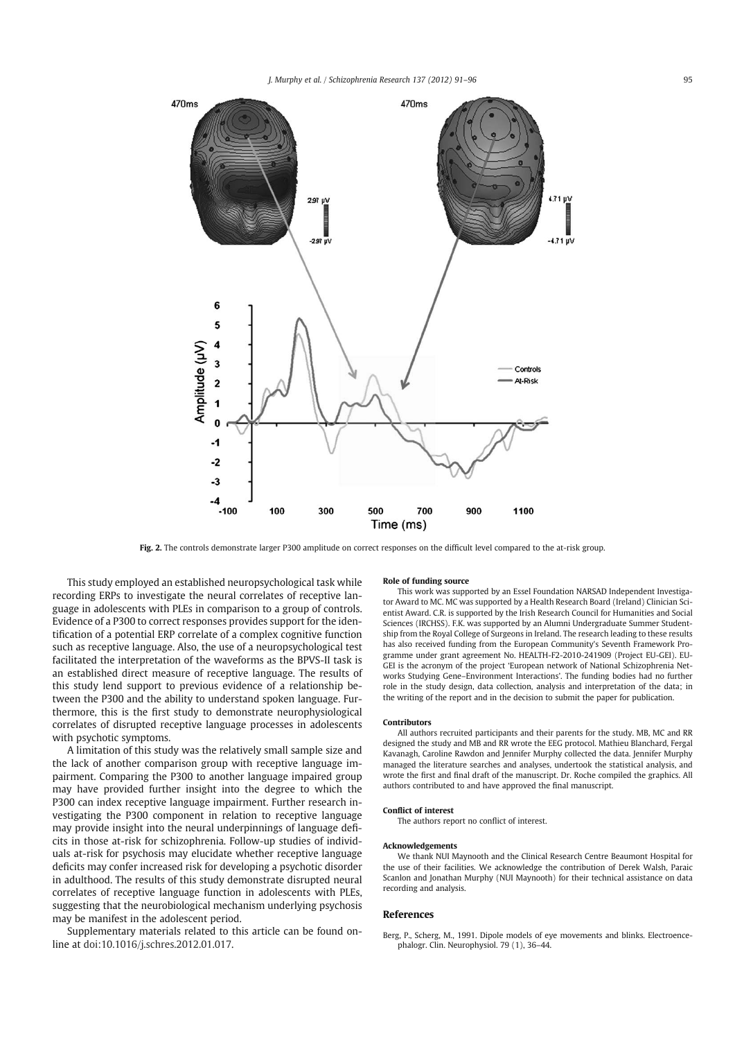470ms

470ms

2.97 µV

-2.97 µV

4.71 µV

-4.71 µV

Amplitude (µV)

6
5
4
3
2
1
0
-1
-2
-3
-4

-100 100 300 500 700 900 1100

Time (ms)

Controls

At-Risk

**Fig. 2.** The controls demonstrate larger P300 amplitude on correct responses on the difficult level compared to the at-risk group.

This study employed an established neuropsychological task while recording ERPs to investigate the neural correlates of receptive language in adolescents with PLEs in comparison to a group of controls. Evidence of a P300 to correct responses provides support for the identification of a potential ERP correlate of a complex cognitive function such as receptive language. Also, the use of a neuropsychological test facilitated the interpretation of the waveforms as the BPVS-II task is an established direct measure of receptive language. The results of this study lend support to previous evidence of a relationship between the P300 and the ability to understand spoken language. Furthermore, this is the first study to demonstrate neurophysiological correlates of disrupted receptive language processes in adolescents with psychotic symptoms.

A limitation of this study was the relatively small sample size and the lack of another comparison group with receptive language impairment. Comparing the P300 to another language impaired group may have provided further insight into the degree to which the P300 can index receptive language impairment. Further research investigating the P300 component in relation to receptive language may provide insight into the neural underpinnings of language deficits in those at-risk for schizophrenia. Follow-up studies of individuals at-risk for psychosis may elucidate whether receptive language deficits may confer increased risk for developing a psychotic disorder in adulthood. The results of this study demonstrate disrupted neural correlates of receptive language function in adolescents with PLEs, suggesting that the neurobiological mechanism underlying psychosis may be manifest in the adolescent period.

Supplementary materials related to this article can be found online at doi:10.1016/j.schres.2012.01.017.

**Role of funding source**

This work was supported by an Essel Foundation NARSAD Independent Investigator Award to MC. MC was supported by a Health Research Board (Ireland) Clinician Scientist Award. C.R. is supported by the Irish Research Council for Humanities and Social Sciences (IRCHSS). F.K. was supported by an Alumni Undergraduate Summer Studentship from the Royal College of Surgeons in Ireland. The research leading to these results has also received funding from the European Community's Seventh Framework Programme under grant agreement No. HEALTH-F2-2010-241909 (Project EU-GEI). EU-GEI is the acronym of the project 'European network of National Schizophrenia Networks Studying Gene–Environment Interactions'. The funding bodies had no further role in the study design, data collection, analysis and interpretation of the data; in the writing of the report and in the decision to submit the paper for publication.

**Contributors**

All authors recruited participants and their parents for the study. MB, MC and RR designed the study and MB and RR wrote the EEG protocol. Mathieu Blanchard, Fergal Kavanagh, Caroline Rawdon and Jennifer Murphy collected the data. Jennifer Murphy managed the literature searches and analyses, undertook the statistical analysis, and wrote the first and final draft of the manuscript. Dr. Roche compiled the graphics. All authors contributed to and have approved the final manuscript.

**Conflict of interest**

The authors report no conflict of interest.

**Acknowledgements**

We thank NUI Maynooth and the Clinical Research Centre Beaumont Hospital for the use of their facilities. We acknowledge the contribution of Derek Walsh, Paraic Scanlon and Jonathan Murphy (NUI Maynooth) for their technical assistance on data recording and analysis.

## References

Berg, P., Scherg, M., 1991. Dipole models of eye movements and blinks. Electroencephalogr. Clin. Neurophysiol. 79 (1), 36–44.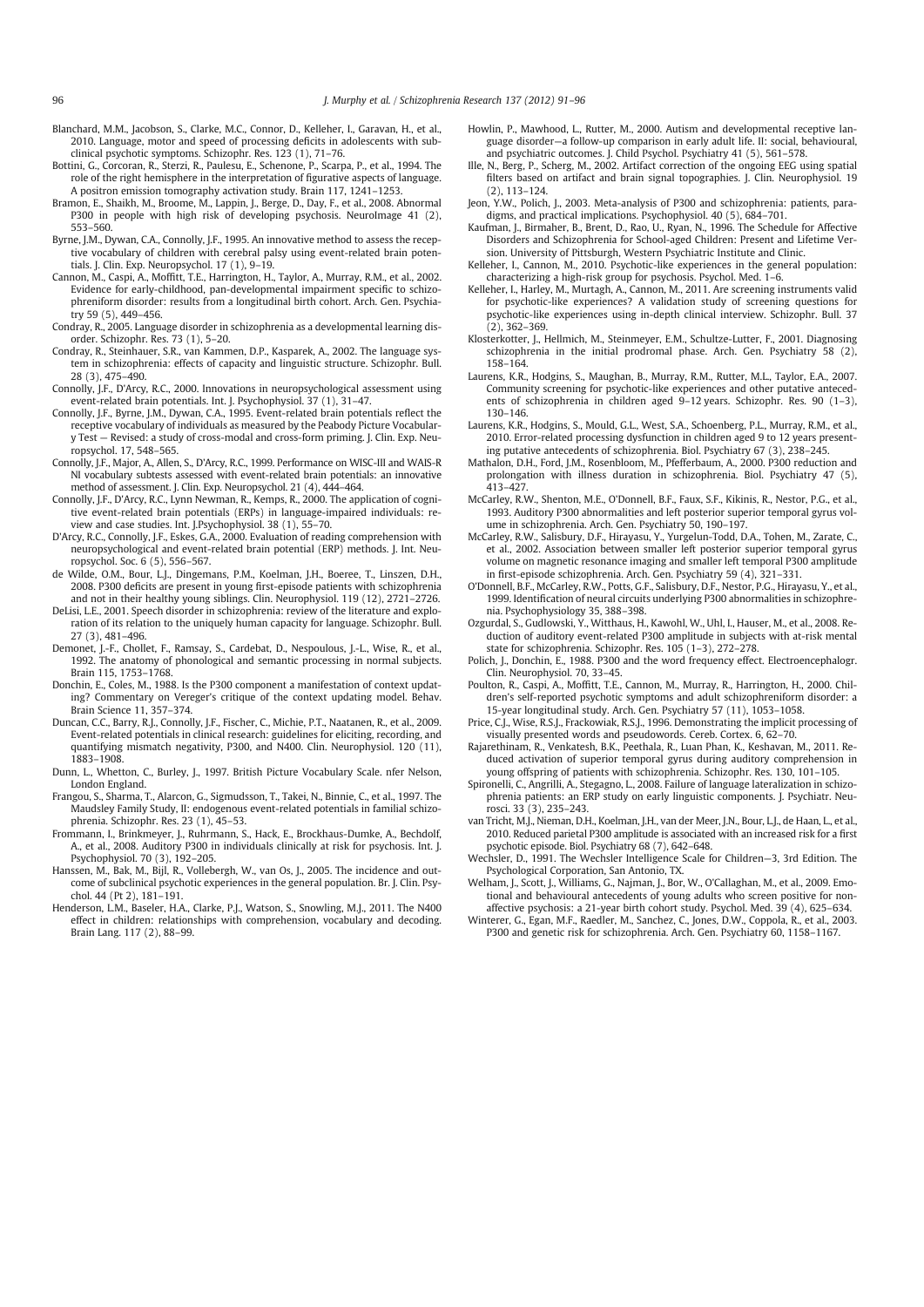Blanchard, M.M., Jacobson, S., Clarke, M.C., Connor, D., Kelleher, I., Garavan, H., et al., 2010. Language, motor and speed of processing deficits in adolescents with subclinical psychotic symptoms. Schizophr. Res. 123 (1), 71–76.

Bottini, G., Corcoran, R., Sterzi, R., Paulesu, E., Schenone, P., Scarpa, P., et al., 1994. The role of the right hemisphere in the interpretation of figurative aspects of language. A positron emission tomography activation study. Brain 117, 1241–1253.

Bramon, E., Shaikh, M., Broome, M., Lappin, J., Berge, D., Day, F., et al., 2008. Abnormal P300 in people with high risk of developing psychosis. NeuroImage 41 (2), 553–560.

Byrne, J.M., Dywan, C.A., Connolly, J.F., 1995. An innovative method to assess the receptive vocabulary of children with cerebral palsy using event-related brain potentials. J. Clin. Exp. Neuropsychol. 17 (1), 9–19.

Cannon, M., Caspi, A., Moffitt, T.E., Harrington, H., Taylor, A., Murray, R.M., et al., 2002. Evidence for early-childhood, pan-developmental impairment specific to schizophreniform disorder: results from a longitudinal birth cohort. Arch. Gen. Psychiatry 59 (5), 449–456.

Condray, R., 2005. Language disorder in schizophrenia as a developmental learning disorder. Schizophr. Res. 73 (1), 5–20.

Condray, R., Steinhauer, S.R., van Kammen, D.P., Kasparek, A., 2002. The language system in schizophrenia: effects of capacity and linguistic structure. Schizophr. Bull. 28 (3), 475–490.

Connolly, J.F., D'Arcy, R.C., 2000. Innovations in neuropsychological assessment using event-related brain potentials. Int. J. Psychophysiol. 37 (1), 31–47.

Connolly, J.F., Byrne, J.M., Dywan, C.A., 1995. Event-related brain potentials reflect the receptive vocabulary of individuals as measured by the Peabody Picture Vocabulary Test — Revised: a study of cross-modal and cross-form priming. J. Clin. Exp. Neuropsychol. 17, 548–565.

Connolly, J.F., Major, A., Allen, S., D'Arcy, R.C., 1999. Performance on WISC-III and WAIS-R NI vocabulary subtests assessed with event-related brain potentials: an innovative method of assessment. J. Clin. Exp. Neuropsychol. 21 (4), 444–464.

Connolly, J.F., D'Arcy, R.C., Lynn Newman, R., Kemps, R., 2000. The application of cognitive event-related brain potentials (ERPs) in language-impaired individuals: review and case studies. Int. J.Psychophysiol. 38 (1), 55–70.

D'Arcy, R.C., Connolly, J.F., Eskes, G.A., 2000. Evaluation of reading comprehension with neuropsychological and event-related brain potential (ERP) methods. J. Int. Neuropsychol. Soc. 6 (5), 556–567.

de Wilde, O.M., Bour, L.J., Dingemans, P.M., Koelman, J.H., Boeree, T., Linszen, D.H., 2008. P300 deficits are present in young first-episode patients with schizophrenia and not in their healthy young siblings. Clin. Neurophysiol. 119 (12), 2721–2726.

DeLisi, L.E., 2001. Speech disorder in schizophrenia: review of the literature and exploration of its relation to the uniquely human capacity for language. Schizophr. Bull. 27 (3), 481–496.

Demonet, J.-F., Chollet, F., Ramsay, S., Cardebat, D., Nespoulous, J.-L., Wise, R., et al., 1992. The anatomy of phonological and semantic processing in normal subjects. Brain 115, 1753–1768.

Donchin, E., Coles, M., 1988. Is the P300 component a manifestation of context updating? Commentary on Vereger's critique of the context updating model. Behav. Brain Science 11, 357–374.

Duncan, C.C., Barry, R.J., Connolly, J.F., Fischer, C., Michie, P.T., Naatanen, R., et al., 2009. Event-related potentials in clinical research: guidelines for eliciting, recording, and quantifying mismatch negativity, P300, and N400. Clin. Neurophysiol. 120 (11), 1883–1908.

Dunn, L., Whetton, C., Burley, J., 1997. British Picture Vocabulary Scale. nfer Nelson, London England.

Frangou, S., Sharma, T., Alarcon, G., Sigmudsson, T., Takei, N., Binnie, C., et al., 1997. The Maudsley Family Study, II: endogenous event-related potentials in familial schizophrenia. Schizophr. Res. 23 (1), 45–53.

Frommann, I., Brinkmeyer, J., Ruhrmann, S., Hack, E., Brockhaus-Dumke, A., Bechdolf, A., et al., 2008. Auditory P300 in individuals clinically at risk for psychosis. Int. J. Psychophysiol. 70 (3), 192–205.

Hanssen, M., Bak, M., Bijl, R., Vollebergh, W., van Os, J., 2005. The incidence and outcome of subclinical psychotic experiences in the general population. Br. J. Clin. Psychol. 44 (Pt 2), 181–191.

Henderson, L.M., Baseler, H.A., Clarke, P.J., Watson, S., Snowling, M.J., 2011. The N400 effect in children: relationships with comprehension, vocabulary and decoding. Brain Lang. 117 (2), 88–99.

Howlin, P., Mawhood, L., Rutter, M., 2000. Autism and developmental receptive language disorder—a follow-up comparison in early adult life. II: social, behavioural, and psychiatric outcomes. J. Child Psychol. Psychiatry 41 (5), 561–578.

Ille, N., Berg, P., Scherg, M., 2002. Artifact correction of the ongoing EEG using spatial filters based on artifact and brain signal topographies. J. Clin. Neurophysiol. 19 (2), 113–124.

Jeon, Y.W., Polich, J., 2003. Meta-analysis of P300 and schizophrenia: patients, paradigms, and practical implications. Psychophysiol. 40 (5), 684–701.

Kaufman, J., Birmaher, B., Brent, D., Rao, U., Ryan, N., 1996. The Schedule for Affective Disorders and Schizophrenia for School-aged Children: Present and Lifetime Version. University of Pittsburgh, Western Psychiatric Institute and Clinic.

Kelleher, I., Cannon, M., 2010. Psychotic-like experiences in the general population: characterizing a high-risk group for psychosis. Psychol. Med. 1–6.

Kelleher, I., Harley, M., Murtagh, A., Cannon, M., 2011. Are screening instruments valid for psychotic-like experiences? A validation study of screening questions for psychotic-like experiences using in-depth clinical interview. Schizophr. Bull. 37 (2), 362–369.

Klosterkotter, J., Hellmich, M., Steinmeyer, E.M., Schultze-Lutter, F., 2001. Diagnosing schizophrenia in the initial prodromal phase. Arch. Gen. Psychiatry 58 (2), 158–164.

Laurens, K.R., Hodgins, S., Maughan, B., Murray, R.M., Rutter, M.L., Taylor, E.A., 2007. Community screening for psychotic-like experiences and other putative antecedents of schizophrenia in children aged 9–12 years. Schizophr. Res. 90 (1–3), 130–146.

Laurens, K.R., Hodgins, S., Mould, G.L., West, S.A., Schoenberg, P.L., Murray, R.M., et al., 2010. Error-related processing dysfunction in children aged 9 to 12 years presenting putative antecedents of schizophrenia. Biol. Psychiatry 67 (3), 238–245.

Mathalon, D.H., Ford, J.M., Rosenbloom, M., Pfefferbaum, A., 2000. P300 reduction and prolongation with illness duration in schizophrenia. Biol. Psychiatry 47 (5), 413–427.

McCarley, R.W., Shenton, M.E., O'Donnell, B.F., Faux, S.F., Kikinis, R., Nestor, P.G., et al., 1993. Auditory P300 abnormalities and left posterior superior temporal gyrus volume in schizophrenia. Arch. Gen. Psychiatry 50, 190–197.

McCarley, R.W., Salisbury, D.F., Hirayasu, Y., Yurgelun-Todd, D.A., Tohen, M., Zarate, C., et al., 2002. Association between smaller left posterior superior temporal gyrus volume on magnetic resonance imaging and smaller left temporal P300 amplitude in first-episode schizophrenia. Arch. Gen. Psychiatry 59 (4), 321–331.

O'Donnell, B.F., McCarley, R.W., Potts, G.F., Salisbury, D.F., Nestor, P.G., Hirayasu, Y., et al., 1999. Identification of neural circuits underlying P300 abnormalities in schizophrenia. Psychophysiology 35, 388–398.

Ozgurdal, S., Gudlowski, Y., Witthaus, H., Kawohl, W., Uhl, I., Hauser, M., et al., 2008. Reduction of auditory event-related P300 amplitude in subjects with at-risk mental state for schizophrenia. Schizophr. Res. 105 (1–3), 272–278.

Polich, J., Donchin, E., 1988. P300 and the word frequency effect. Electroencephalogr. Clin. Neurophysiol. 70, 33–45.

Poulton, R., Caspi, A., Moffitt, T.E., Cannon, M., Murray, R., Harrington, H., 2000. Children's self-reported psychotic symptoms and adult schizophreniform disorder: a 15-year longitudinal study. Arch. Gen. Psychiatry 57 (11), 1053–1058.

Price, C.J., Wise, R.S.J., Frackowiak, R.S.J., 1996. Demonstrating the implicit processing of visually presented words and pseudowords. Cereb. Cortex. 6, 62–70.

Rajarethinam, R., Venkatesh, B.K., Peethala, R., Luan Phan, K., Keshavan, M., 2011. Reduced activation of superior temporal gyrus during auditory comprehension in young offspring of patients with schizophrenia. Schizophr. Res. 130, 101–105.

Spironelli, C., Angrilli, A., Stegagno, L., 2008. Failure of language lateralization in schizophrenia patients: an ERP study on early linguistic components. J. Psychiatr. Neurosci. 33 (3), 235–243.

van Tricht, M.J., Nieman, D.H., Koelman, J.H., van der Meer, J.N., Bour, L.J., de Haan, L., et al., 2010. Reduced parietal P300 amplitude is associated with an increased risk for a first psychotic episode. Biol. Psychiatry 68 (7), 642–648.

Wechsler, D., 1991. The Wechsler Intelligence Scale for Children—3, 3rd Edition. The Psychological Corporation, San Antonio, TX.

Welham, J., Scott, J., Williams, G., Najman, J., Bor, W., O'Callaghan, M., et al., 2009. Emotional and behavioural antecedents of young adults who screen positive for non-affective psychosis: a 21-year birth cohort study. Psychol. Med. 39 (4), 625–634.

Winterer, G., Egan, M.F., Raedler, M., Sanchez, C., Jones, D.W., Coppola, R., et al., 2003. P300 and genetic risk for schizophrenia. Arch. Gen. Psychiatry 60, 1158–1167.